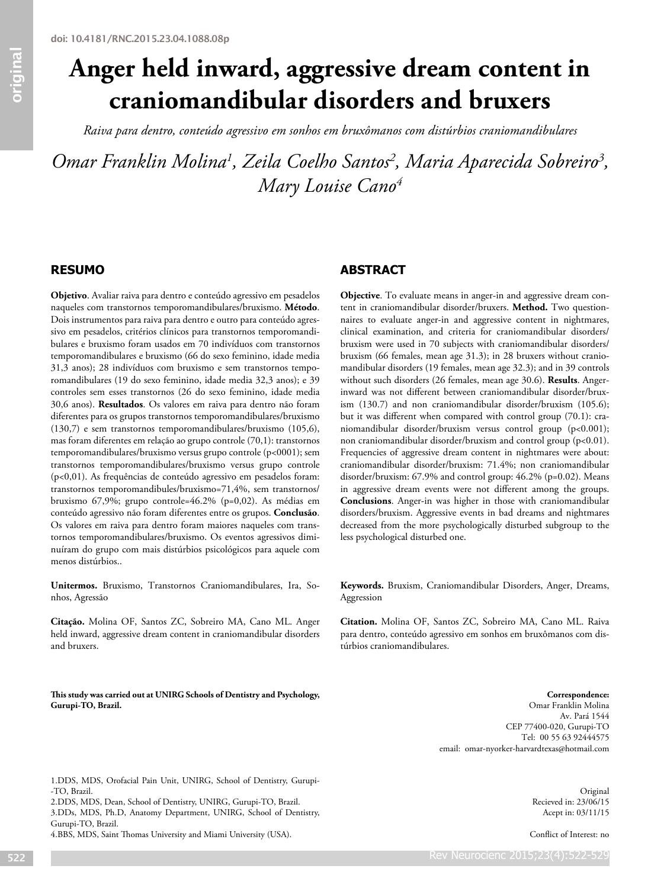doi: 10.4181/RNC.2015.23.04.1088.08p

# Anger held inward, aggressive dream content in craniomandibular disorders and bruxers

*Raiva para dentro, conteúdo agressivo em sonhos em bruxômanos com distúrbios craniomandibulares*

*Omar Franklin Molina[1], Zeila Coelho Santos[2], Maria Aparecida Sobreiro[3], Mary Louise Cano[4]*

## RESUMO

**Objetivo**. Avaliar raiva para dentro e conteúdo agressivo em pesadelos naqueles com transtornos temporomandibulares/bruxismo. **Método**. Dois instrumentos para raiva para dentro e outro para conteúdo agressivo em pesadelos, critérios clínicos para transtornos temporomandibulares e bruxismo foram usados em 70 indivíduos com transtornos temporomandibulares e bruxismo (66 do sexo feminino, idade media 31,3 anos); 28 indivíduos com bruxismo e sem transtornos temporomandibulares (19 do sexo feminino, idade media 32,3 anos); e 39 controles sem esses transtornos (26 do sexo feminino, idade media 30,6 anos). **Resultados**. Os valores em raiva para dentro não foram diferentes para os grupos transtornos temporomandibulares/bruxismo (130,7) e sem transtornos temporomandibulares/bruxismo (105,6), mas foram diferentes em relação ao grupo controle (70,1): transtornos temporomandibulares/bruxismo versus grupo controle (p<0001); sem transtornos temporomandibulares/bruxismo versus grupo controle (p<0,01). As frequências de conteúdo agressivo em pesadelos foram: transtornos temporomandibules/bruxismo=71,4%, sem transtornos/bruxismo 67,9%; grupo controle=46.2% (p=0,02). As médias em conteúdo agressivo não foram diferentes entre os grupos. **Conclusão**. Os valores em raiva para dentro foram maiores naqueles com transtornos temporomandibulares/bruxismo. Os eventos agressivos diminuíram do grupo com mais distúrbios psicológicos para aquele com menos distúrbios..

**Unitermos.** Bruxismo, Transtornos Craniomandibulares, Ira, Sonhos, Agressão

**Citação.** Molina OF, Santos ZC, Sobreiro MA, Cano ML. Anger held inward, aggressive dream content in craniomandibular disorders and bruxers.

## ABSTRACT

**Objective**. To evaluate means in anger-in and aggressive dream content in craniomandibular disorder/bruxers. **Method.** Two questionnaires to evaluate anger-in and aggressive content in nightmares, clinical examination, and criteria for craniomandibular disorders/bruxism were used in 70 subjects with craniomandibular disorders/bruxism (66 females, mean age 31.3); in 28 bruxers without craniomandibular disorders (19 females, mean age 32.3); and in 39 controls without such disorders (26 females, mean age 30.6). **Results**. Anger-inward was not different between craniomandibular disorder/bruxism (130.7) and non craniomandibular disorder/bruxism (105.6); but it was different when compared with control group (70.1): craniomandibular disorder/bruxism versus control group (p<0.001); non craniomandibular disorder/bruxism and control group (p<0.01). Frequencies of aggressive dream content in nightmares were about: craniomandibular disorder/bruxism: 71.4%; non craniomandibular disorder/bruxism: 67.9% and control group: 46.2% (p=0.02). Means in aggressive dream events were not different among the groups. **Conclusions**. Anger-in was higher in those with craniomandibular disorders/bruxism. Aggressive events in bad dreams and nightmares decreased from the more psychologically disturbed subgroup to the less psychological disturbed one.

**Keywords.** Bruxism, Craniomandibular Disorders, Anger, Dreams, Aggression

**Citation.** Molina OF, Santos ZC, Sobreiro MA, Cano ML. Raiva para dentro, conteúdo agressivo em sonhos em bruxômanos com distúrbios craniomandibulares.

**This study was carried out at UNIRG Schools of Dentistry and Psychology, Gurupi-TO, Brazil.**

**Correspondence:**
Omar Franklin Molina
Av. Pará 1544
CEP 77400-020, Gurupi-TO
Tel: 00 55 63 92444575
email: omar-nyorker-harvardtexas@hotmail.com

1.DDS, MDS, Orofacial Pain Unit, UNIRG, School of Dentistry, Gurupi-TO, Brazil.
2.DDS, MDS, Dean, School of Dentistry, UNIRG, Gurupi-TO, Brazil.
3.DDs, MDS, Ph.D, Anatomy Department, UNIRG, School of Dentistry, Gurupi-TO, Brazil.
4.BBS, MDS, Saint Thomas University and Miami University (USA).

Original
Recieved in: 23/06/15
Acept in: 03/11/15

Conflict of Interest: no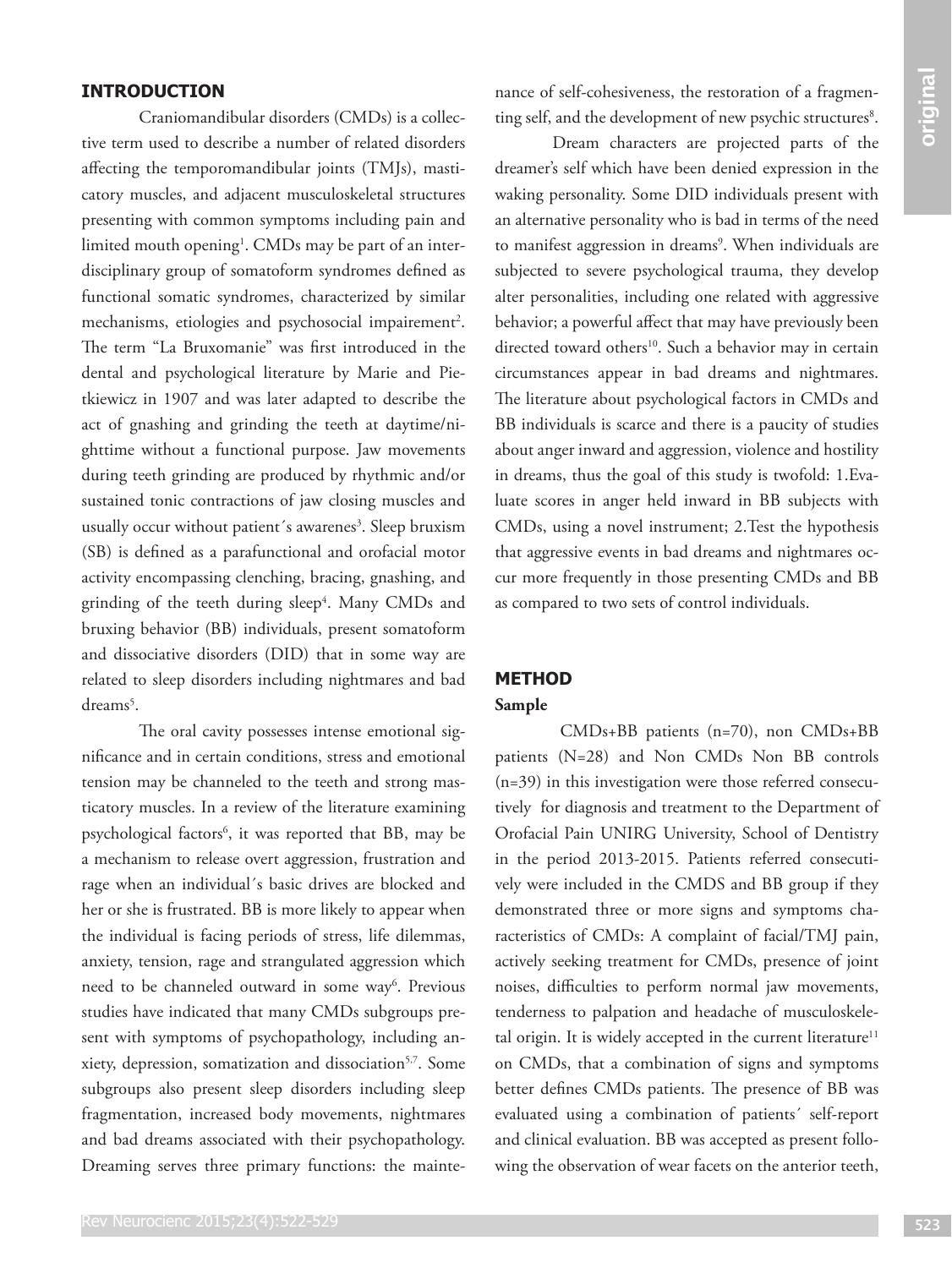## INTRODUCTION

Craniomandibular disorders (CMDs) is a collective term used to describe a number of related disorders affecting the temporomandibular joints (TMJs), masticatory muscles, and adjacent musculoskeletal structures presenting with common symptoms including pain and limited mouth opening[1]. CMDs may be part of an interdisciplinary group of somatoform syndromes defined as functional somatic syndromes, characterized by similar mechanisms, etiologies and psychosocial impairement[2]. The term "La Bruxomanie" was first introduced in the dental and psychological literature by Marie and Pietkiewicz in 1907 and was later adapted to describe the act of gnashing and grinding the teeth at daytime/nighttime without a functional purpose. Jaw movements during teeth grinding are produced by rhythmic and/or sustained tonic contractions of jaw closing muscles and usually occur without patient´s awarenes[3]. Sleep bruxism (SB) is defined as a parafunctional and orofacial motor activity encompassing clenching, bracing, gnashing, and grinding of the teeth during sleep[4]. Many CMDs and bruxing behavior (BB) individuals, present somatoform and dissociative disorders (DID) that in some way are related to sleep disorders including nightmares and bad dreams[5].

The oral cavity possesses intense emotional significance and in certain conditions, stress and emotional tension may be channeled to the teeth and strong masticatory muscles. In a review of the literature examining psychological factors[6], it was reported that BB, may be a mechanism to release overt aggression, frustration and rage when an individual´s basic drives are blocked and her or she is frustrated. BB is more likely to appear when the individual is facing periods of stress, life dilemmas, anxiety, tension, rage and strangulated aggression which need to be channeled outward in some way[6]. Previous studies have indicated that many CMDs subgroups present with symptoms of psychopathology, including anxiety, depression, somatization and dissociation[5,7]. Some subgroups also present sleep disorders including sleep fragmentation, increased body movements, nightmares and bad dreams associated with their psychopathology. Dreaming serves three primary functions: the maintenance of self-cohesiveness, the restoration of a fragmenting self, and the development of new psychic structures[8].

Dream characters are projected parts of the dreamer's self which have been denied expression in the waking personality. Some DID individuals present with an alternative personality who is bad in terms of the need to manifest aggression in dreams[9]. When individuals are subjected to severe psychological trauma, they develop alter personalities, including one related with aggressive behavior; a powerful affect that may have previously been directed toward others[10]. Such a behavior may in certain circumstances appear in bad dreams and nightmares. The literature about psychological factors in CMDs and BB individuals is scarce and there is a paucity of studies about anger inward and aggression, violence and hostility in dreams, thus the goal of this study is twofold: 1.Evaluate scores in anger held inward in BB subjects with CMDs, using a novel instrument; 2.Test the hypothesis that aggressive events in bad dreams and nightmares occur more frequently in those presenting CMDs and BB as compared to two sets of control individuals.

## METHOD

### Sample

CMDs+BB patients (n=70), non CMDs+BB patients (N=28) and Non CMDs Non BB controls (n=39) in this investigation were those referred consecutively for diagnosis and treatment to the Department of Orofacial Pain UNIRG University, School of Dentistry in the period 2013-2015. Patients referred consecutively were included in the CMDS and BB group if they demonstrated three or more signs and symptoms characteristics of CMDs: A complaint of facial/TMJ pain, actively seeking treatment for CMDs, presence of joint noises, difficulties to perform normal jaw movements, tenderness to palpation and headache of musculoskeletal origin. It is widely accepted in the current literature[11] on CMDs, that a combination of signs and symptoms better defines CMDs patients. The presence of BB was evaluated using a combination of patients´ self-report and clinical evaluation. BB was accepted as present following the observation of wear facets on the anterior teeth,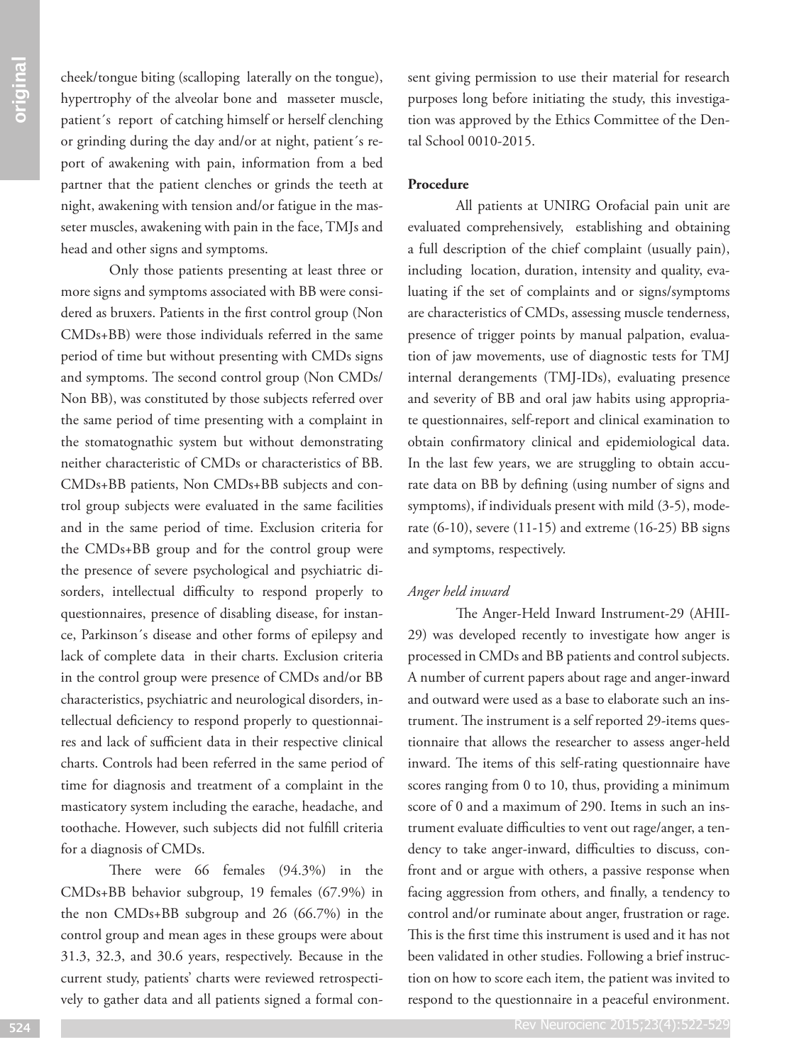cheek/tongue biting (scalloping laterally on the tongue), hypertrophy of the alveolar bone and masseter muscle, patient´s report of catching himself or herself clenching or grinding during the day and/or at night, patient´s report of awakening with pain, information from a bed partner that the patient clenches or grinds the teeth at night, awakening with tension and/or fatigue in the masseter muscles, awakening with pain in the face, TMJs and head and other signs and symptoms.

Only those patients presenting at least three or more signs and symptoms associated with BB were considered as bruxers. Patients in the first control group (Non CMDs+BB) were those individuals referred in the same period of time but without presenting with CMDs signs and symptoms. The second control group (Non CMDs/Non BB), was constituted by those subjects referred over the same period of time presenting with a complaint in the stomatognathic system but without demonstrating neither characteristic of CMDs or characteristics of BB. CMDs+BB patients, Non CMDs+BB subjects and control group subjects were evaluated in the same facilities and in the same period of time. Exclusion criteria for the CMDs+BB group and for the control group were the presence of severe psychological and psychiatric disorders, intellectual difficulty to respond properly to questionnaires, presence of disabling disease, for instance, Parkinson´s disease and other forms of epilepsy and lack of complete data in their charts. Exclusion criteria in the control group were presence of CMDs and/or BB characteristics, psychiatric and neurological disorders, intellectual deficiency to respond properly to questionnaires and lack of sufficient data in their respective clinical charts. Controls had been referred in the same period of time for diagnosis and treatment of a complaint in the masticatory system including the earache, headache, and toothache. However, such subjects did not fulfill criteria for a diagnosis of CMDs.

There were 66 females (94.3%) in the CMDs+BB behavior subgroup, 19 females (67.9%) in the non CMDs+BB subgroup and 26 (66.7%) in the control group and mean ages in these groups were about 31.3, 32.3, and 30.6 years, respectively. Because in the current study, patients' charts were reviewed retrospectively to gather data and all patients signed a formal consent giving permission to use their material for research purposes long before initiating the study, this investigation was approved by the Ethics Committee of the Dental School 0010-2015.

**Procedure**

All patients at UNIRG Orofacial pain unit are evaluated comprehensively, establishing and obtaining a full description of the chief complaint (usually pain), including location, duration, intensity and quality, evaluating if the set of complaints and or signs/symptoms are characteristics of CMDs, assessing muscle tenderness, presence of trigger points by manual palpation, evaluation of jaw movements, use of diagnostic tests for TMJ internal derangements (TMJ-IDs), evaluating presence and severity of BB and oral jaw habits using appropriate questionnaires, self-report and clinical examination to obtain confirmatory clinical and epidemiological data. In the last few years, we are struggling to obtain accurate data on BB by defining (using number of signs and symptoms), if individuals present with mild (3-5), moderate (6-10), severe (11-15) and extreme (16-25) BB signs and symptoms, respectively.

*Anger held inward*

The Anger-Held Inward Instrument-29 (AHII-29) was developed recently to investigate how anger is processed in CMDs and BB patients and control subjects. A number of current papers about rage and anger-inward and outward were used as a base to elaborate such an instrument. The instrument is a self reported 29-items questionnaire that allows the researcher to assess anger-held inward. The items of this self-rating questionnaire have scores ranging from 0 to 10, thus, providing a minimum score of 0 and a maximum of 290. Items in such an instrument evaluate difficulties to vent out rage/anger, a tendency to take anger-inward, difficulties to discuss, confront and or argue with others, a passive response when facing aggression from others, and finally, a tendency to control and/or ruminate about anger, frustration or rage. This is the first time this instrument is used and it has not been validated in other studies. Following a brief instruction on how to score each item, the patient was invited to respond to the questionnaire in a peaceful environment.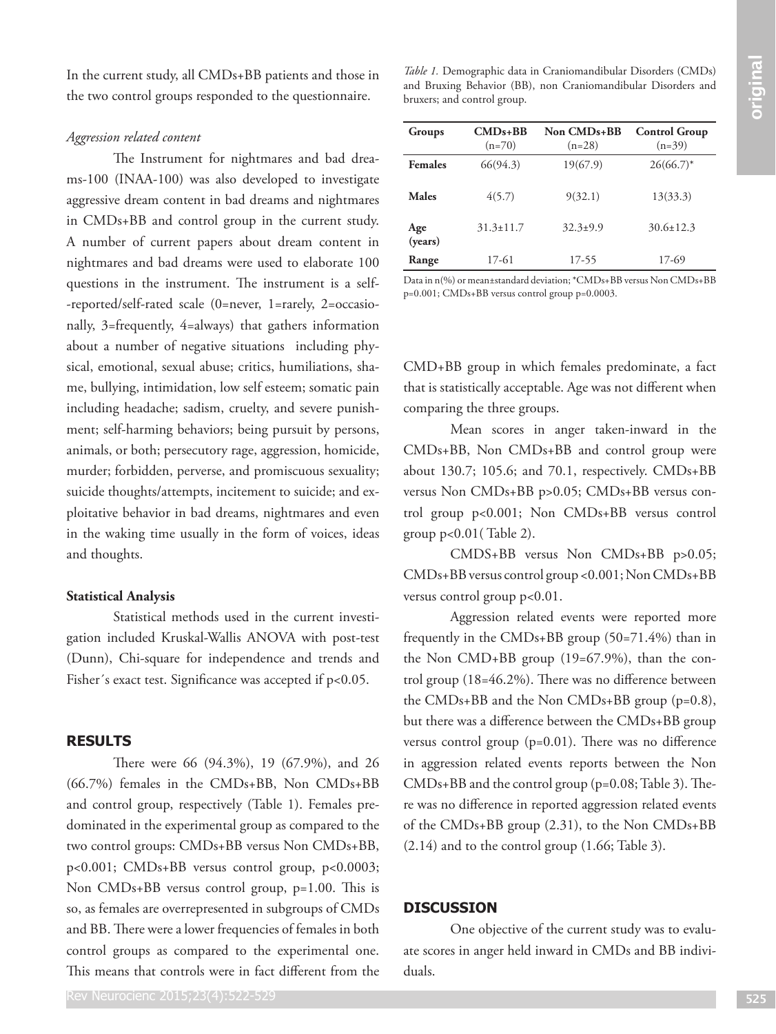In the current study, all CMDs+BB patients and those in the two control groups responded to the questionnaire.

*Aggression related content*

The Instrument for nightmares and bad dreams-100 (INAA-100) was also developed to investigate aggressive dream content in bad dreams and nightmares in CMDs+BB and control group in the current study. A number of current papers about dream content in nightmares and bad dreams were used to elaborate 100 questions in the instrument. The instrument is a self-reported/self-rated scale (0=never, 1=rarely, 2=occasionally, 3=frequently, 4=always) that gathers information about a number of negative situations including physical, emotional, sexual abuse; critics, humiliations, shame, bullying, intimidation, low self esteem; somatic pain including headache; sadism, cruelty, and severe punishment; self-harming behaviors; being pursuit by persons, animals, or both; persecutory rage, aggression, homicide, murder; forbidden, perverse, and promiscuous sexuality; suicide thoughts/attempts, incitement to suicide; and exploitative behavior in bad dreams, nightmares and even in the waking time usually in the form of voices, ideas and thoughts.

**Statistical Analysis**

Statistical methods used in the current investigation included Kruskal-Wallis ANOVA with post-test (Dunn), Chi-square for independence and trends and Fisher´s exact test. Significance was accepted if $p<0.05$.

## RESULTS

There were 66 (94.3%), 19 (67.9%), and 26 (66.7%) females in the CMDs+BB, Non CMDs+BB and control group, respectively (Table 1). Females predominated in the experimental group as compared to the two control groups: CMDs+BB versus Non CMDs+BB, $p<0.001$; CMDs+BB versus control group, $p<0.0003$; Non CMDs+BB versus control group, $p=1.00$. This is so, as females are overrepresented in subgroups of CMDs and BB. There were a lower frequencies of females in both control groups as compared to the experimental one. This means that controls were in fact different from the CMD+BB group in which females predominate, a fact that is statistically acceptable. Age was not different when comparing the three groups.

*Table 1.* Demographic data in Craniomandibular Disorders (CMDs) and Bruxing Behavior (BB), non Craniomandibular Disorders and bruxers; and control group.

| Groups | CMDs+BB (n=70) | Non CMDs+BB (n=28) | Control Group (n=39) |
|---|---|---|---|
| **Females** | 66(94.3) | 19(67.9) | 26(66.7)* |
| **Males** | 4(5.7) | 9(32.1) | 13(33.3) |
| **Age (years)** | 31.3±11.7 | 32.3±9.9 | 30.6±12.3 |
| **Range** | 17-61 | 17-55 | 17-69 |

Data in n(%) or mean±standard deviation; *CMDs+BB versus Non CMDs+BB p=0.001; CMDs+BB versus control group p=0.0003.

Mean scores in anger taken-inward in the CMDs+BB, Non CMDs+BB and control group were about 130.7; 105.6; and 70.1, respectively. CMDs+BB versus Non CMDs+BB $p>0.05$; CMDs+BB versus control group $p<0.001$; Non CMDs+BB versus control group $p<0.01$( Table 2).

CMDS+BB versus Non CMDs+BB $p>0.05$; CMDs+BB versus control group <0.001; Non CMDs+BB versus control group $p<0.01$.

Aggression related events were reported more frequently in the CMDs+BB group (50=71.4%) than in the Non CMD+BB group (19=67.9%), than the control group (18=46.2%). There was no difference between the CMDs+BB and the Non CMDs+BB group ($p=0.8$), but there was a difference between the CMDs+BB group versus control group ($p=0.01$). There was no difference in aggression related events reports between the Non CMDs+BB and the control group ($p=0.08$; Table 3). There was no difference in reported aggression related events of the CMDs+BB group (2.31), to the Non CMDs+BB (2.14) and to the control group (1.66; Table 3).

## DISCUSSION

One objective of the current study was to evaluate scores in anger held inward in CMDs and BB individuals.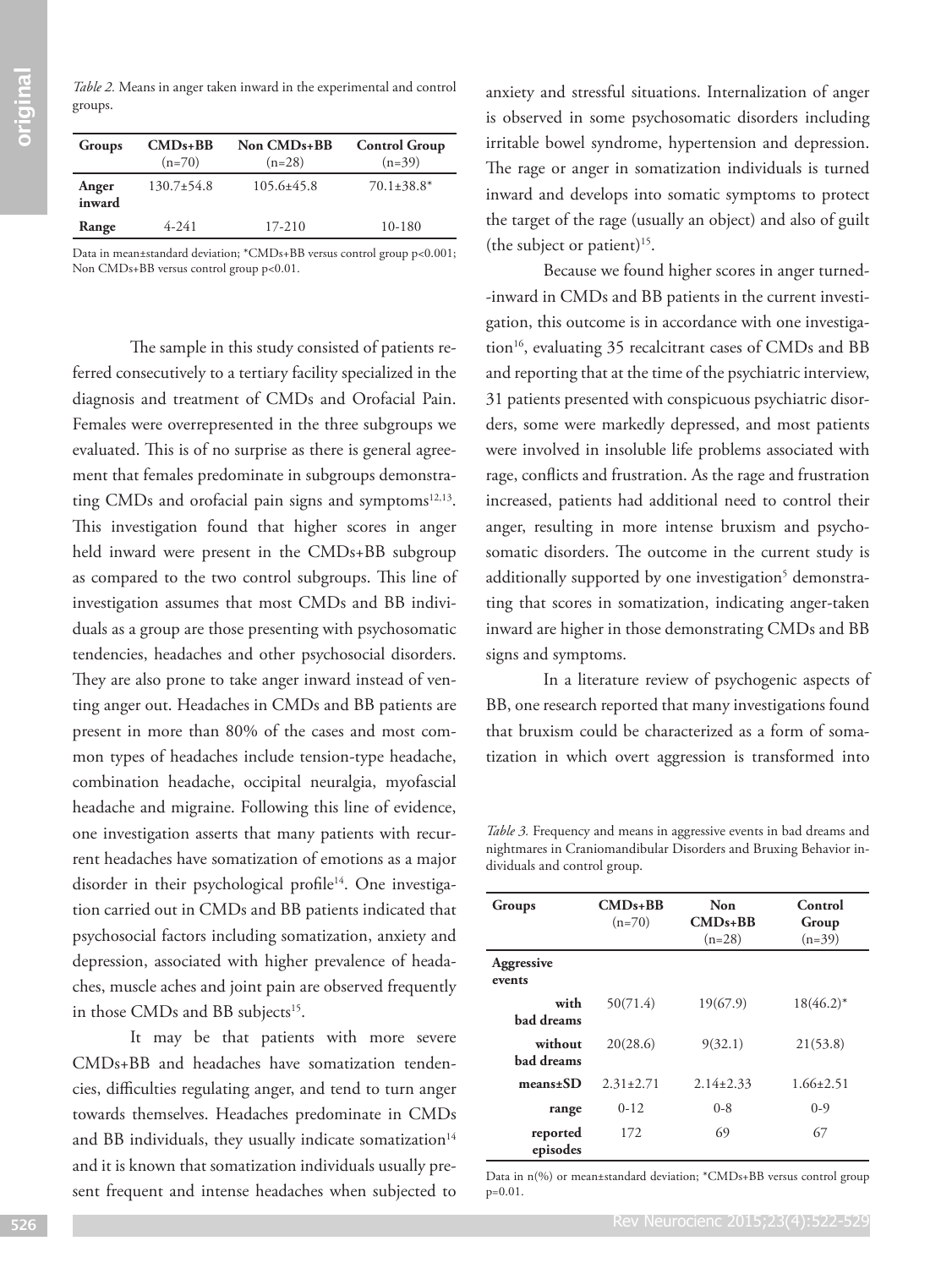*Table 2.* Means in anger taken inward in the experimental and control groups.

| Groups | CMDs+BB (n=70) | Non CMDs+BB (n=28) | Control Group (n=39) |
|---|---|---|---|
| Anger inward | 130.7±54.8 | 105.6±45.8 | 70.1±38.8* |
| Range | 4-241 | 17-210 | 10-180 |

Data in mean±standard deviation; *CMDs+BB versus control group p<0.001; Non CMDs+BB versus control group p<0.01.

The sample in this study consisted of patients referred consecutively to a tertiary facility specialized in the diagnosis and treatment of CMDs and Orofacial Pain. Females were overrepresented in the three subgroups we evaluated. This is of no surprise as there is general agreement that females predominate in subgroups demonstrating CMDs and orofacial pain signs and symptoms[12,13]. This investigation found that higher scores in anger held inward were present in the CMDs+BB subgroup as compared to the two control subgroups. This line of investigation assumes that most CMDs and BB individuals as a group are those presenting with psychosomatic tendencies, headaches and other psychosocial disorders. They are also prone to take anger inward instead of venting anger out. Headaches in CMDs and BB patients are present in more than 80% of the cases and most common types of headaches include tension-type headache, combination headache, occipital neuralgia, myofascial headache and migraine. Following this line of evidence, one investigation asserts that many patients with recurrent headaches have somatization of emotions as a major disorder in their psychological profile[14]. One investigation carried out in CMDs and BB patients indicated that psychosocial factors including somatization, anxiety and depression, associated with higher prevalence of headaches, muscle aches and joint pain are observed frequently in those CMDs and BB subjects[15].

It may be that patients with more severe CMDs+BB and headaches have somatization tendencies, difficulties regulating anger, and tend to turn anger towards themselves. Headaches predominate in CMDs and BB individuals, they usually indicate somatization[14] and it is known that somatization individuals usually present frequent and intense headaches when subjected to anxiety and stressful situations. Internalization of anger is observed in some psychosomatic disorders including irritable bowel syndrome, hypertension and depression. The rage or anger in somatization individuals is turned inward and develops into somatic symptoms to protect the target of the rage (usually an object) and also of guilt (the subject or patient)[15].

Because we found higher scores in anger turned-inward in CMDs and BB patients in the current investigation, this outcome is in accordance with one investigation[16], evaluating 35 recalcitrant cases of CMDs and BB and reporting that at the time of the psychiatric interview, 31 patients presented with conspicuous psychiatric disorders, some were markedly depressed, and most patients were involved in insoluble life problems associated with rage, conflicts and frustration. As the rage and frustration increased, patients had additional need to control their anger, resulting in more intense bruxism and psychosomatic disorders. The outcome in the current study is additionally supported by one investigation[5] demonstrating that scores in somatization, indicating anger-taken inward are higher in those demonstrating CMDs and BB signs and symptoms.

In a literature review of psychogenic aspects of BB, one research reported that many investigations found that bruxism could be characterized as a form of somatization in which overt aggression is transformed into

*Table 3.* Frequency and means in aggressive events in bad dreams and nightmares in Craniomandibular Disorders and Bruxing Behavior individuals and control group.

| Groups | CMDs+BB (n=70) | Non CMDs+BB (n=28) | Control Group (n=39) |
|---|---|---|---|
| **Aggressive events** | | | |
| with bad dreams | 50(71.4) | 19(67.9) | 18(46.2)* |
| without bad dreams | 20(28.6) | 9(32.1) | 21(53.8) |
| means±SD | 2.31±2.71 | 2.14±2.33 | 1.66±2.51 |
| range | 0-12 | 0-8 | 0-9 |
| reported episodes | 172 | 69 | 67 |

Data in n(%) or mean±standard deviation; *CMDs+BB versus control group p=0.01.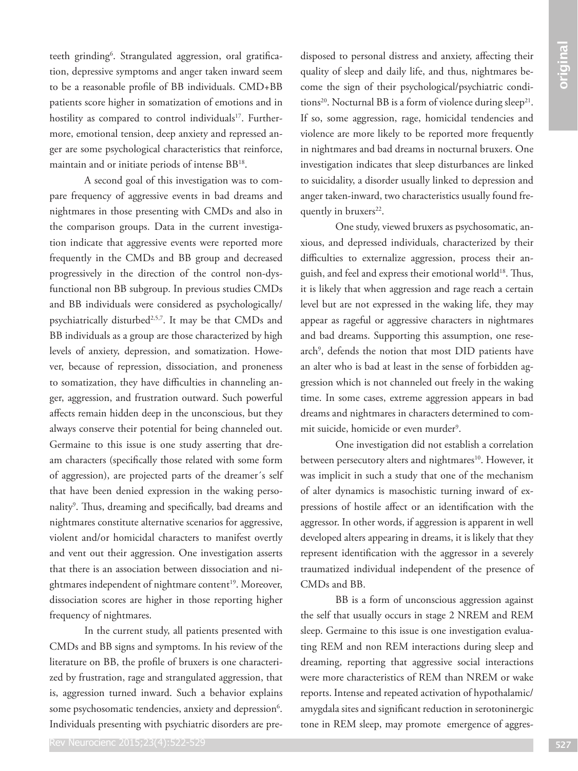teeth grinding[6]. Strangulated aggression, oral gratification, depressive symptoms and anger taken inward seem to be a reasonable profile of BB individuals. CMD+BB patients score higher in somatization of emotions and in hostility as compared to control individuals[17]. Furthermore, emotional tension, deep anxiety and repressed anger are some psychological characteristics that reinforce, maintain and or initiate periods of intense BB[18].

A second goal of this investigation was to compare frequency of aggressive events in bad dreams and nightmares in those presenting with CMDs and also in the comparison groups. Data in the current investigation indicate that aggressive events were reported more frequently in the CMDs and BB group and decreased progressively in the direction of the control non-dysfunctional non BB subgroup. In previous studies CMDs and BB individuals were considered as psychologically/psychiatrically disturbed[2,5,7]. It may be that CMDs and BB individuals as a group are those characterized by high levels of anxiety, depression, and somatization. However, because of repression, dissociation, and proneness to somatization, they have difficulties in channeling anger, aggression, and frustration outward. Such powerful affects remain hidden deep in the unconscious, but they always conserve their potential for being channeled out. Germaine to this issue is one study asserting that dream characters (specifically those related with some form of aggression), are projected parts of the dreamer´s self that have been denied expression in the waking personality[9]. Thus, dreaming and specifically, bad dreams and nightmares constitute alternative scenarios for aggressive, violent and/or homicidal characters to manifest overtly and vent out their aggression. One investigation asserts that there is an association between dissociation and nightmares independent of nightmare content[19]. Moreover, dissociation scores are higher in those reporting higher frequency of nightmares.

In the current study, all patients presented with CMDs and BB signs and symptoms. In his review of the literature on BB, the profile of bruxers is one characterized by frustration, rage and strangulated aggression, that is, aggression turned inward. Such a behavior explains some psychosomatic tendencies, anxiety and depression[6]. Individuals presenting with psychiatric disorders are predisposed to personal distress and anxiety, affecting their quality of sleep and daily life, and thus, nightmares become the sign of their psychological/psychiatric conditions[20]. Nocturnal BB is a form of violence during sleep[21]. If so, some aggression, rage, homicidal tendencies and violence are more likely to be reported more frequently in nightmares and bad dreams in nocturnal bruxers. One investigation indicates that sleep disturbances are linked to suicidality, a disorder usually linked to depression and anger taken-inward, two characteristics usually found frequently in bruxers[22].

One study, viewed bruxers as psychosomatic, anxious, and depressed individuals, characterized by their difficulties to externalize aggression, process their anguish, and feel and express their emotional world[18]. Thus, it is likely that when aggression and rage reach a certain level but are not expressed in the waking life, they may appear as rageful or aggressive characters in nightmares and bad dreams. Supporting this assumption, one research[9], defends the notion that most DID patients have an alter who is bad at least in the sense of forbidden aggression which is not channeled out freely in the waking time. In some cases, extreme aggression appears in bad dreams and nightmares in characters determined to commit suicide, homicide or even murder[9].

One investigation did not establish a correlation between persecutory alters and nightmares[10]. However, it was implicit in such a study that one of the mechanism of alter dynamics is masochistic turning inward of expressions of hostile affect or an identification with the aggressor. In other words, if aggression is apparent in well developed alters appearing in dreams, it is likely that they represent identification with the aggressor in a severely traumatized individual independent of the presence of CMDs and BB.

BB is a form of unconscious aggression against the self that usually occurs in stage 2 NREM and REM sleep. Germaine to this issue is one investigation evaluating REM and non REM interactions during sleep and dreaming, reporting that aggressive social interactions were more characteristics of REM than NREM or wake reports. Intense and repeated activation of hypothalamic/amygdala sites and significant reduction in serotoninergic tone in REM sleep, may promote emergence of aggres-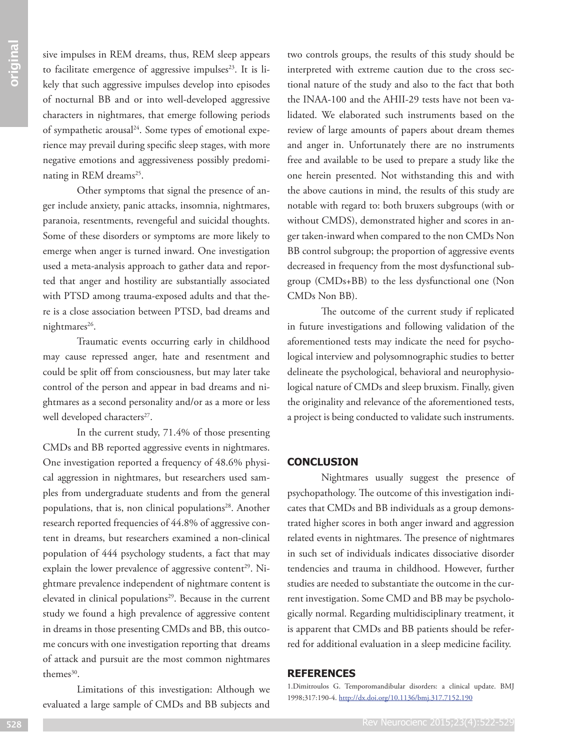sive impulses in REM dreams, thus, REM sleep appears to facilitate emergence of aggressive impulses[23]. It is likely that such aggressive impulses develop into episodes of nocturnal BB and or into well-developed aggressive characters in nightmares, that emerge following periods of sympathetic arousal[24]. Some types of emotional experience may prevail during specific sleep stages, with more negative emotions and aggressiveness possibly predominating in REM dreams[25].

Other symptoms that signal the presence of anger include anxiety, panic attacks, insomnia, nightmares, paranoia, resentments, revengeful and suicidal thoughts. Some of these disorders or symptoms are more likely to emerge when anger is turned inward. One investigation used a meta-analysis approach to gather data and reported that anger and hostility are substantially associated with PTSD among trauma-exposed adults and that there is a close association between PTSD, bad dreams and nightmares[26].

Traumatic events occurring early in childhood may cause repressed anger, hate and resentment and could be split off from consciousness, but may later take control of the person and appear in bad dreams and nightmares as a second personality and/or as a more or less well developed characters[27].

In the current study, 71.4% of those presenting CMDs and BB reported aggressive events in nightmares. One investigation reported a frequency of 48.6% physical aggression in nightmares, but researchers used samples from undergraduate students and from the general populations, that is, non clinical populations[28]. Another research reported frequencies of 44.8% of aggressive content in dreams, but researchers examined a non-clinical population of 444 psychology students, a fact that may explain the lower prevalence of aggressive content[29]. Nightmare prevalence independent of nightmare content is elevated in clinical populations[29]. Because in the current study we found a high prevalence of aggressive content in dreams in those presenting CMDs and BB, this outcome concurs with one investigation reporting that dreams of attack and pursuit are the most common nightmares themes[30].

Limitations of this investigation: Although we evaluated a large sample of CMDs and BB subjects and two controls groups, the results of this study should be interpreted with extreme caution due to the cross sectional nature of the study and also to the fact that both the INAA-100 and the AHII-29 tests have not been validated. We elaborated such instruments based on the review of large amounts of papers about dream themes and anger in. Unfortunately there are no instruments free and available to be used to prepare a study like the one herein presented. Not withstanding this and with the above cautions in mind, the results of this study are notable with regard to: both bruxers subgroups (with or without CMDS), demonstrated higher and scores in anger taken-inward when compared to the non CMDs Non BB control subgroup; the proportion of aggressive events decreased in frequency from the most dysfunctional subgroup (CMDs+BB) to the less dysfunctional one (Non CMDs Non BB).

The outcome of the current study if replicated in future investigations and following validation of the aforementioned tests may indicate the need for psychological interview and polysomnographic studies to better delineate the psychological, behavioral and neurophysiological nature of CMDs and sleep bruxism. Finally, given the originality and relevance of the aforementioned tests, a project is being conducted to validate such instruments.

## CONCLUSION

Nightmares usually suggest the presence of psychopathology. The outcome of this investigation indicates that CMDs and BB individuals as a group demonstrated higher scores in both anger inward and aggression related events in nightmares. The presence of nightmares in such set of individuals indicates dissociative disorder tendencies and trauma in childhood. However, further studies are needed to substantiate the outcome in the current investigation. Some CMD and BB may be psychologically normal. Regarding multidisciplinary treatment, it is apparent that CMDs and BB patients should be referred for additional evaluation in a sleep medicine facility.

## REFERENCES

1.Dimitroulos G. Temporomandibular disorders: a clinical update. BMJ 1998;317:190-4. http://dx.doi.org/10.1136/bmj.317.7152.190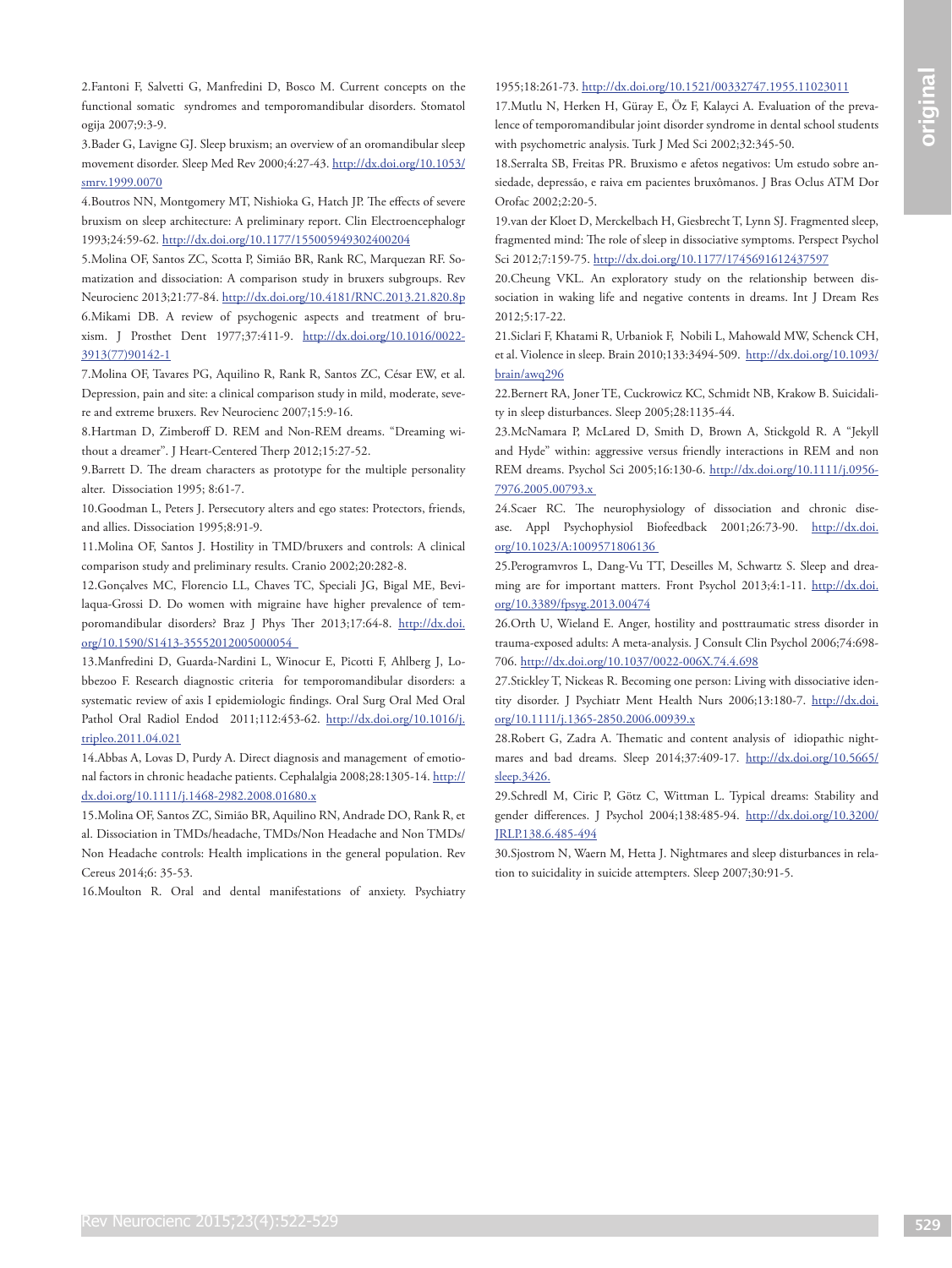2.Fantoni F, Salvetti G, Manfredini D, Bosco M. Current concepts on the functional somatic syndromes and temporomandibular disorders. Stomatol ogija 2007;9:3-9.

3.Bader G, Lavigne GJ. Sleep bruxism; an overview of an oromandibular sleep movement disorder. Sleep Med Rev 2000;4:27-43. http://dx.doi.org/10.1053/smrv.1999.0070

4.Boutros NN, Montgomery MT, Nishioka G, Hatch JP. The effects of severe bruxism on sleep architecture: A preliminary report. Clin Electroencephalogr 1993;24:59-62. http://dx.doi.org/10.1177/155005949302400204

5.Molina OF, Santos ZC, Scotta P, Simião BR, Rank RC, Marquezan RF. Somatization and dissociation: A comparison study in bruxers subgroups. Rev Neurocienc 2013;21:77-84. http://dx.doi.org/10.4181/RNC.2013.21.820.8p

6.Mikami DB. A review of psychogenic aspects and treatment of bruxism. J Prosthet Dent 1977;37:411-9. http://dx.doi.org/10.1016/0022-3913(77)90142-1

7.Molina OF, Tavares PG, Aquilino R, Rank R, Santos ZC, César EW, et al. Depression, pain and site: a clinical comparison study in mild, moderate, severe and extreme bruxers. Rev Neurocienc 2007;15:9-16.

8.Hartman D, Zimberoff D. REM and Non-REM dreams. "Dreaming without a dreamer". J Heart-Centered Therp 2012;15:27-52.

9.Barrett D. The dream characters as prototype for the multiple personality alter. Dissociation 1995; 8:61-7.

10.Goodman L, Peters J. Persecutory alters and ego states: Protectors, friends, and allies. Dissociation 1995;8:91-9.

11.Molina OF, Santos J. Hostility in TMD/bruxers and controls: A clinical comparison study and preliminary results. Cranio 2002;20:282-8.

12.Gonçalves MC, Florencio LL, Chaves TC, Speciali JG, Bigal ME, Bevilaqua-Grossi D. Do women with migraine have higher prevalence of temporomandibular disorders? Braz J Phys Ther 2013;17:64-8. http://dx.doi.org/10.1590/S1413-35552012005000054

13.Manfredini D, Guarda-Nardini L, Winocur E, Picotti F, Ahlberg J, Lobbezoo F. Research diagnostic criteria for temporomandibular disorders: a systematic review of axis I epidemiologic findings. Oral Surg Oral Med Oral Pathol Oral Radiol Endod 2011;112:453-62. http://dx.doi.org/10.1016/j.tripleo.2011.04.021

14.Abbas A, Lovas D, Purdy A. Direct diagnosis and management of emotional factors in chronic headache patients. Cephalalgia 2008;28:1305-14. http://dx.doi.org/10.1111/j.1468-2982.2008.01680.x

15.Molina OF, Santos ZC, Simião BR, Aquilino RN, Andrade DO, Rank R, et al. Dissociation in TMDs/headache, TMDs/Non Headache and Non TMDs/Non Headache controls: Health implications in the general population. Rev Cereus 2014;6: 35-53.

16.Moulton R. Oral and dental manifestations of anxiety. Psychiatry 1955;18:261-73. http://dx.doi.org/10.1521/00332747.1955.11023011

17.Mutlu N, Herken H, Güray E, Öz F, Kalayci A. Evaluation of the prevalence of temporomandibular joint disorder syndrome in dental school students with psychometric analysis. Turk J Med Sci 2002;32:345-50.

18.Serralta SB, Freitas PR. Bruxismo e afetos negativos: Um estudo sobre ansiedade, depressão, e raiva em pacientes bruxômanos. J Bras Oclus ATM Dor Orofac 2002;2:20-5.

19.van der Kloet D, Merckelbach H, Giesbrecht T, Lynn SJ. Fragmented sleep, fragmented mind: The role of sleep in dissociative symptoms. Perspect Psychol Sci 2012;7:159-75. http://dx.doi.org/10.1177/1745691612437597

20.Cheung VKL. An exploratory study on the relationship between dissociation in waking life and negative contents in dreams. Int J Dream Res 2012;5:17-22.

21.Siclari F, Khatami R, Urbaniok F, Nobili L, Mahowald MW, Schenck CH, et al. Violence in sleep. Brain 2010;133:3494-509. http://dx.doi.org/10.1093/brain/awq296

22.Bernert RA, Joner TE, Cuckrowicz KC, Schmidt NB, Krakow B. Suicidality in sleep disturbances. Sleep 2005;28:1135-44.

23.McNamara P, McLared D, Smith D, Brown A, Stickgold R. A "Jekyll and Hyde" within: aggressive versus friendly interactions in REM and non REM dreams. Psychol Sci 2005;16:130-6. http://dx.doi.org/10.1111/j.0956-7976.2005.00793.x

24.Scaer RC. The neurophysiology of dissociation and chronic disease. Appl Psychophysiol Biofeedback 2001;26:73-90. http://dx.doi.org/10.1023/A:1009571806136

25.Perogramvros L, Dang-Vu TT, Deseilles M, Schwartz S. Sleep and dreaming are for important matters. Front Psychol 2013;4:1-11. http://dx.doi.org/10.3389/fpsyg.2013.00474

26.Orth U, Wieland E. Anger, hostility and posttraumatic stress disorder in trauma-exposed adults: A meta-analysis. J Consult Clin Psychol 2006;74:698-706. http://dx.doi.org/10.1037/0022-006X.74.4.698

27.Stickley T, Nickeas R. Becoming one person: Living with dissociative identity disorder. J Psychiatr Ment Health Nurs 2006;13:180-7. http://dx.doi.org/10.1111/j.1365-2850.2006.00939.x

28.Robert G, Zadra A. Thematic and content analysis of idiopathic nightmares and bad dreams. Sleep 2014;37:409-17. http://dx.doi.org/10.5665/sleep.3426.

29.Schredl M, Ciric P, Götz C, Wittman L. Typical dreams: Stability and gender differences. J Psychol 2004;138:485-94. http://dx.doi.org/10.3200/JRLP.138.6.485-494

30.Sjostrom N, Waern M, Hetta J. Nightmares and sleep disturbances in relation to suicidality in suicide attempters. Sleep 2007;30:91-5.